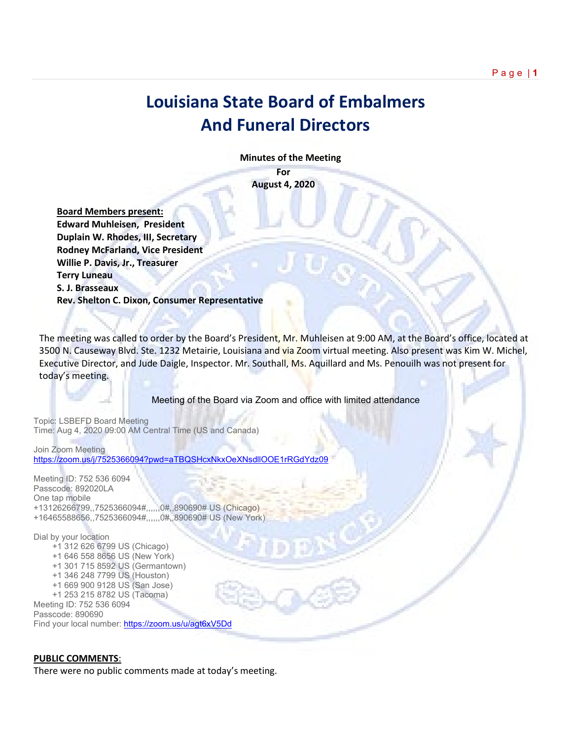# Louisiana State Board of Embalmers And Funeral Directors

**Minutes of the Meeting**
**For**
**August 4, 2020**

**Board Members present:**
**Edward Muhleisen, President**
**Duplain W. Rhodes, III, Secretary**
**Rodney McFarland, Vice President**
**Willie P. Davis, Jr., Treasurer**
**Terry Luneau**
**S. J. Brasseaux**
**Rev. Shelton C. Dixon, Consumer Representative**

The meeting was called to order by the Board's President, Mr. Muhleisen at 9:00 AM, at the Board's office, located at 3500 N. Causeway Blvd. Ste. 1232 Metairie, Louisiana and via Zoom virtual meeting. Also present was Kim W. Michel, Executive Director, and Jude Daigle, Inspector. Mr. Southall, Ms. Aquillard and Ms. Penouilh was not present for today's meeting.

Meeting of the Board via Zoom and office with limited attendance

Topic: LSBEFD Board Meeting
Time: Aug 4, 2020 09:00 AM Central Time (US and Canada)

Join Zoom Meeting
https://zoom.us/j/7525366094?pwd=aTBQSHcxNkxOeXNsdllOOE1rRGdYdz09

Meeting ID: 752 536 6094
Passcode: 892020LA
One tap mobile
+13126266799,,7525366094#,,,,,,0#,,890690# US (Chicago)
+16465588656,,7525366094#,,,,,,0#,,890690# US (New York)

Dial by your location
+1 312 626 6799 US (Chicago)
+1 646 558 8656 US (New York)
+1 301 715 8592 US (Germantown)
+1 346 248 7799 US (Houston)
+1 669 900 9128 US (San Jose)
+1 253 215 8782 US (Tacoma)
Meeting ID: 752 536 6094
Passcode: 890690
Find your local number: https://zoom.us/u/agt6xV5Dd

**PUBLIC COMMENTS:**
There were no public comments made at today's meeting.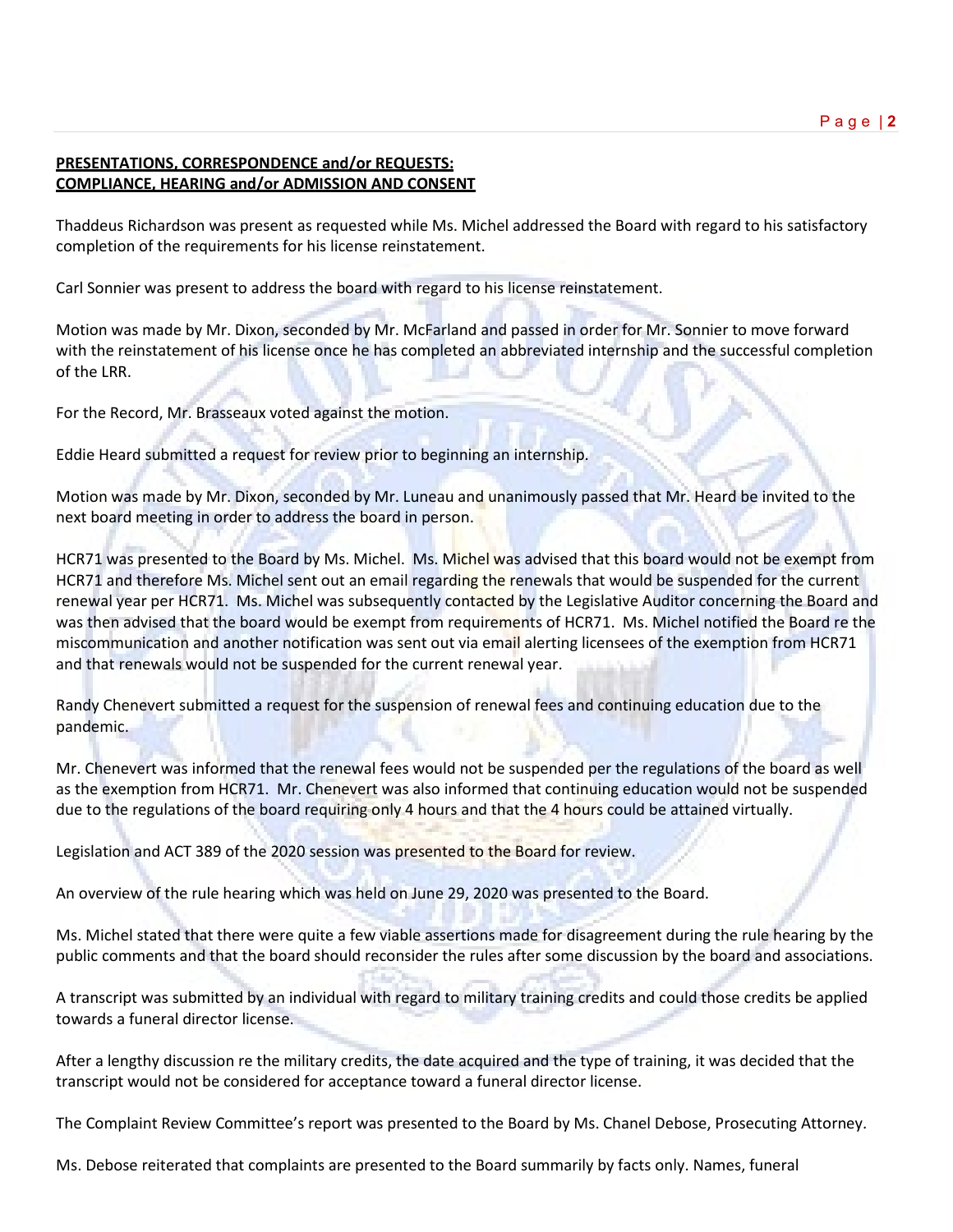**PRESENTATIONS, CORRESPONDENCE and/or REQUESTS:**
**COMPLIANCE, HEARING and/or ADMISSION AND CONSENT**

Thaddeus Richardson was present as requested while Ms. Michel addressed the Board with regard to his satisfactory completion of the requirements for his license reinstatement.

Carl Sonnier was present to address the board with regard to his license reinstatement.

Motion was made by Mr. Dixon, seconded by Mr. McFarland and passed in order for Mr. Sonnier to move forward with the reinstatement of his license once he has completed an abbreviated internship and the successful completion of the LRR.

For the Record, Mr. Brasseaux voted against the motion.

Eddie Heard submitted a request for review prior to beginning an internship.

Motion was made by Mr. Dixon, seconded by Mr. Luneau and unanimously passed that Mr. Heard be invited to the next board meeting in order to address the board in person.

HCR71 was presented to the Board by Ms. Michel. Ms. Michel was advised that this board would not be exempt from HCR71 and therefore Ms. Michel sent out an email regarding the renewals that would be suspended for the current renewal year per HCR71. Ms. Michel was subsequently contacted by the Legislative Auditor concerning the Board and was then advised that the board would be exempt from requirements of HCR71. Ms. Michel notified the Board re the miscommunication and another notification was sent out via email alerting licensees of the exemption from HCR71 and that renewals would not be suspended for the current renewal year.

Randy Chenevert submitted a request for the suspension of renewal fees and continuing education due to the pandemic.

Mr. Chenevert was informed that the renewal fees would not be suspended per the regulations of the board as well as the exemption from HCR71. Mr. Chenevert was also informed that continuing education would not be suspended due to the regulations of the board requiring only 4 hours and that the 4 hours could be attained virtually.

Legislation and ACT 389 of the 2020 session was presented to the Board for review.

An overview of the rule hearing which was held on June 29, 2020 was presented to the Board.

Ms. Michel stated that there were quite a few viable assertions made for disagreement during the rule hearing by the public comments and that the board should reconsider the rules after some discussion by the board and associations.

A transcript was submitted by an individual with regard to military training credits and could those credits be applied towards a funeral director license.

After a lengthy discussion re the military credits, the date acquired and the type of training, it was decided that the transcript would not be considered for acceptance toward a funeral director license.

The Complaint Review Committee's report was presented to the Board by Ms. Chanel Debose, Prosecuting Attorney.

Ms. Debose reiterated that complaints are presented to the Board summarily by facts only. Names, funeral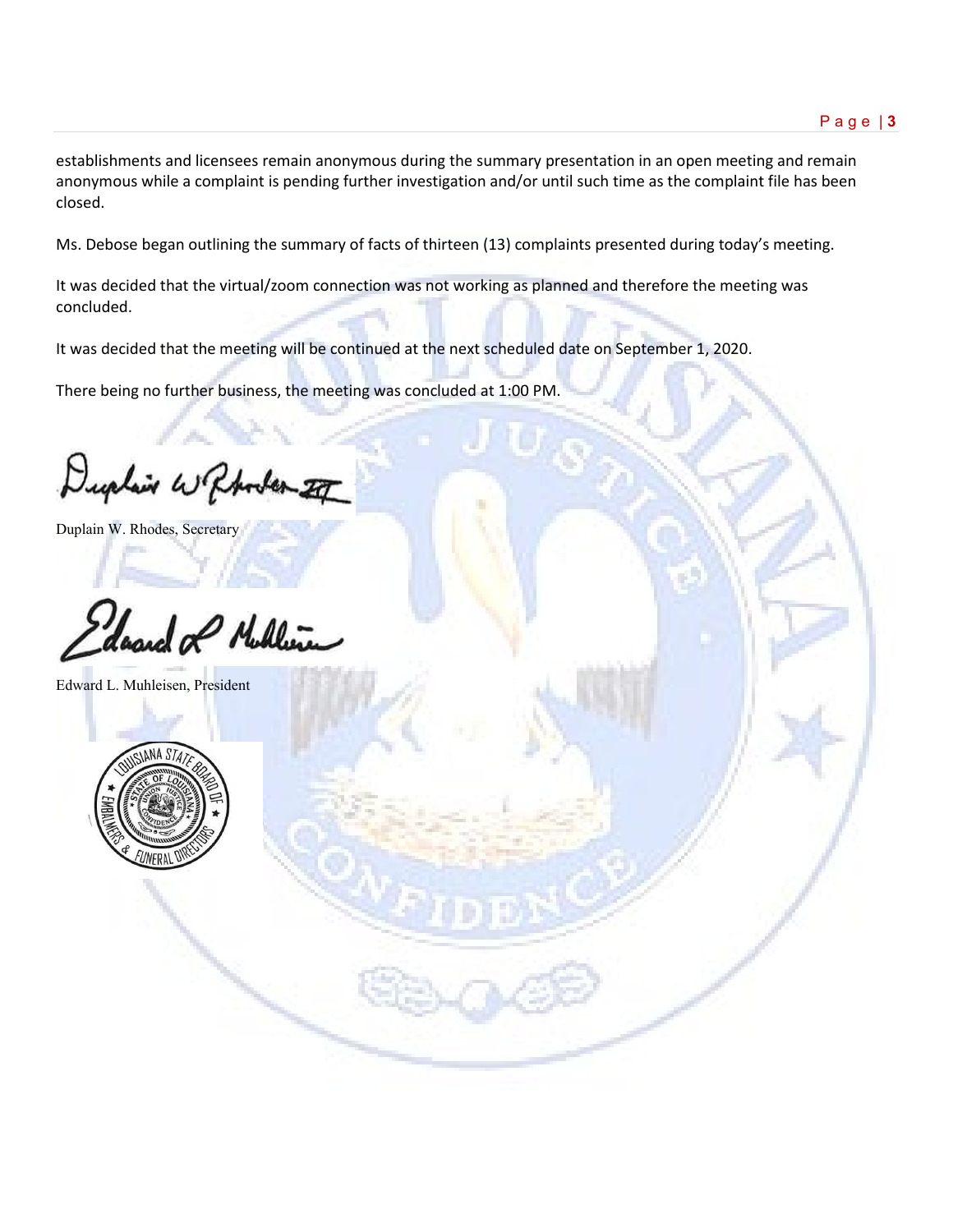establishments and licensees remain anonymous during the summary presentation in an open meeting and remain anonymous while a complaint is pending further investigation and/or until such time as the complaint file has been closed.

Ms. Debose began outlining the summary of facts of thirteen (13) complaints presented during today's meeting.

It was decided that the virtual/zoom connection was not working as planned and therefore the meeting was concluded.

It was decided that the meeting will be continued at the next scheduled date on September 1, 2020.

There being no further business, the meeting was concluded at 1:00 PM.

Duplain W. Rhodes, Secretary

Edward L. Muhleisen, President